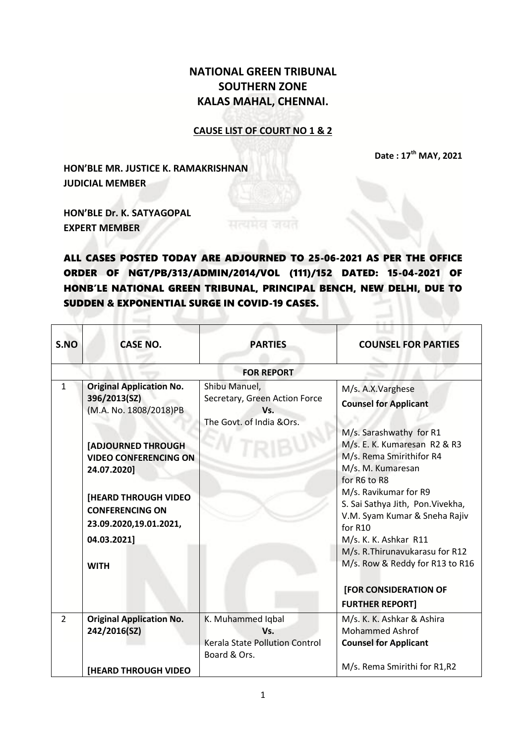# NATIONAL GREEN TRIBUNAL
# SOUTHERN ZONE
# KALAS MAHAL, CHENNAI.

**CAUSE LIST OF COURT NO 1 & 2**

**Date : 17th MAY, 2021**

**HON'BLE MR. JUSTICE K. RAMAKRISHNAN**
**JUDICIAL MEMBER**

**HON'BLE Dr. K. SATYAGOPAL**
**EXPERT MEMBER**

**ALL CASES POSTED TODAY ARE ADJOURNED TO 25-06-2021 AS PER THE OFFICE ORDER OF NGT/PB/313/ADMIN/2014/VOL (111)/152 DATED: 15-04-2021 OF HONB'LE NATIONAL GREEN TRIBUNAL, PRINCIPAL BENCH, NEW DELHI, DUE TO SUDDEN & EXPONENTIAL SURGE IN COVID-19 CASES.**

| S.NO | CASE NO. | PARTIES | COUNSEL FOR PARTIES |
|---|---|---|---|
| | | **FOR REPORT** | |
| 1 | **Original Application No. 396/2013(SZ)** (M.A. No. 1808/2018)PB<br><br>**[ADJOURNED THROUGH VIDEO CONFERENCING ON 24.07.2020]**<br><br>**[HEARD THROUGH VIDEO CONFERENCING ON 23.09.2020,19.01.2021, 04.03.2021]**<br><br>**WITH** | Shibu Manuel, Secretary, Green Action Force<br>**Vs.**<br>The Govt. of India &Ors. | M/s. A.X.Varghese<br>**Counsel for Applicant**<br><br>M/s. Sarashwathy for R1<br>M/s. E. K. Kumaresan R2 & R3<br>M/s. Rema Smirithifor R4<br>M/s. M. Kumaresan for R6 to R8<br>M/s. Ravikumar for R9<br>S. Sai Sathya Jith, Pon.Vivekha, V.M. Syam Kumar & Sneha Rajiv for R10<br>M/s. K. K. Ashkar R11<br>M/s. R.Thirunavukarasu for R12<br>M/s. Row & Reddy for R13 to R16<br><br>**[FOR CONSIDERATION OF FURTHER REPORT]** |
| 2 | **Original Application No. 242/2016(SZ)**<br><br>**[HEARD THROUGH VIDEO** | K. Muhammed Iqbal<br>**Vs.**<br>Kerala State Pollution Control Board & Ors. | M/s. K. K. Ashkar & Ashira Mohammed Ashrof<br>**Counsel for Applicant**<br><br>M/s. Rema Smirithi for R1,R2 |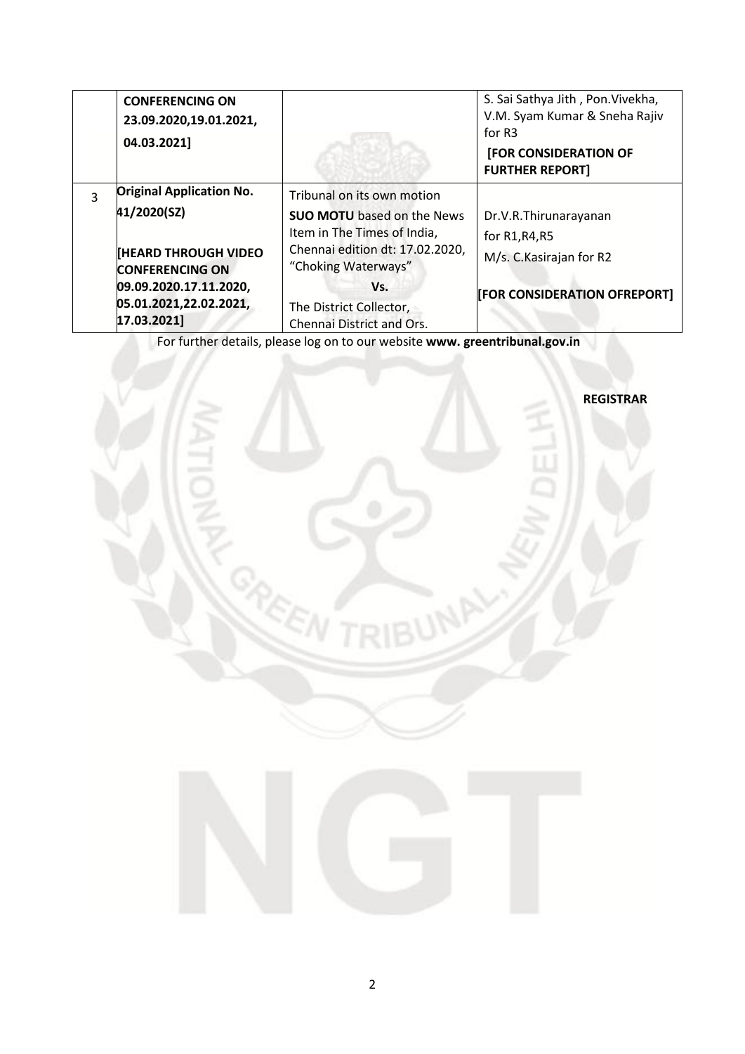| | | | |
|---|---|---|---|
| | **CONFERENCING ON 23.09.2020,19.01.2021, 04.03.2021]** | | S. Sai Sathya Jith , Pon.Vivekha, V.M. Syam Kumar & Sneha Rajiv for R3<br>**[FOR CONSIDERATION OF FURTHER REPORT]** |
| 3 | **Original Application No. 41/2020(SZ)**<br><br>**[HEARD THROUGH VIDEO CONFERENCING ON 09.09.2020.17.11.2020, 05.01.2021,22.02.2021, 17.03.2021]** | Tribunal on its own motion<br>**SUO MOTU** based on the News Item in The Times of India, Chennai edition dt: 17.02.2020, "Choking Waterways"<br>**Vs.**<br>The District Collector, Chennai District and Ors. | Dr.V.R.Thirunarayanan for R1,R4,R5<br>M/s. C.Kasirajan for R2<br><br>**[FOR CONSIDERATION OFREPORT]** |

For further details, please log on to our website **www. greentribunal.gov.in**

**REGISTRAR**